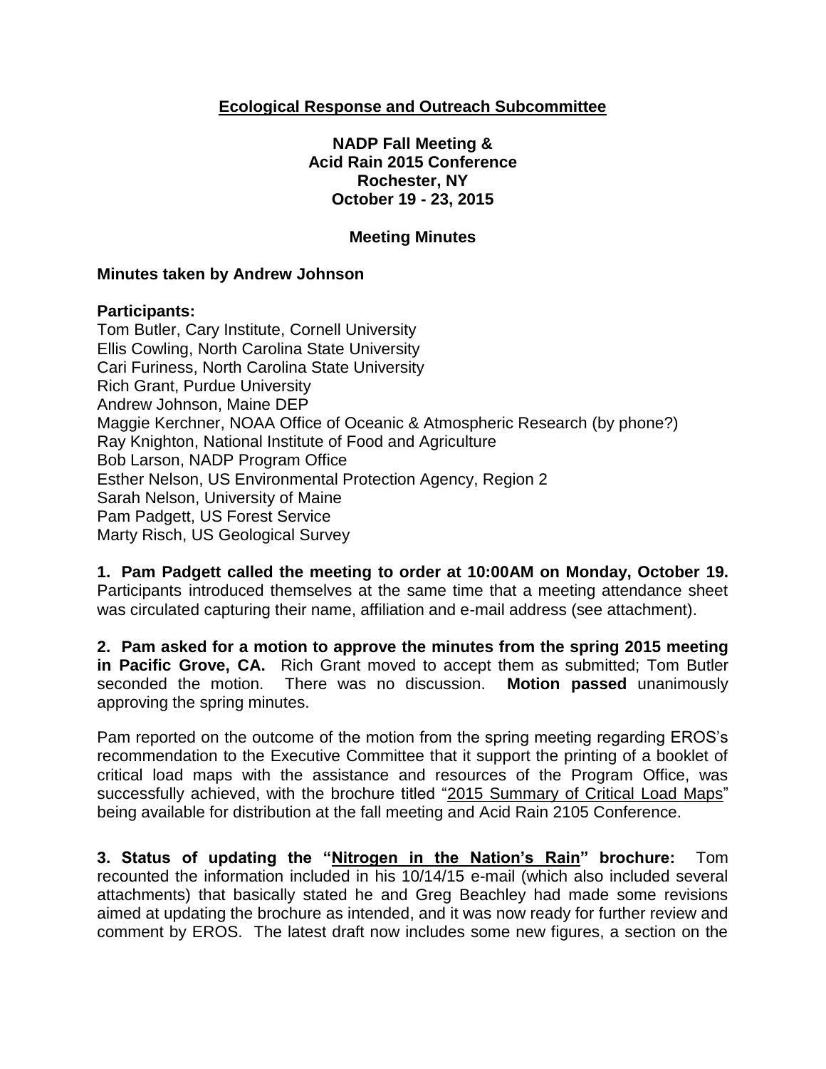## Ecological Response and Outreach Subcommittee

**NADP Fall Meeting &**
**Acid Rain 2015 Conference**
**Rochester, NY**
**October 19 - 23, 2015**

**Meeting Minutes**

**Minutes taken by Andrew Johnson**

**Participants:**
Tom Butler, Cary Institute, Cornell University
Ellis Cowling, North Carolina State University
Cari Furiness, North Carolina State University
Rich Grant, Purdue University
Andrew Johnson, Maine DEP
Maggie Kerchner, NOAA Office of Oceanic & Atmospheric Research (by phone?)
Ray Knighton, National Institute of Food and Agriculture
Bob Larson, NADP Program Office
Esther Nelson, US Environmental Protection Agency, Region 2
Sarah Nelson, University of Maine
Pam Padgett, US Forest Service
Marty Risch, US Geological Survey

**1. Pam Padgett called the meeting to order at 10:00AM on Monday, October 19.** Participants introduced themselves at the same time that a meeting attendance sheet was circulated capturing their name, affiliation and e-mail address (see attachment).

**2. Pam asked for a motion to approve the minutes from the spring 2015 meeting in Pacific Grove, CA.** Rich Grant moved to accept them as submitted; Tom Butler seconded the motion. There was no discussion. **Motion passed** unanimously approving the spring minutes.

Pam reported on the outcome of the motion from the spring meeting regarding EROS's recommendation to the Executive Committee that it support the printing of a booklet of critical load maps with the assistance and resources of the Program Office, was successfully achieved, with the brochure titled "2015 Summary of Critical Load Maps" being available for distribution at the fall meeting and Acid Rain 2105 Conference.

**3. Status of updating the "Nitrogen in the Nation's Rain" brochure:** Tom recounted the information included in his 10/14/15 e-mail (which also included several attachments) that basically stated he and Greg Beachley had made some revisions aimed at updating the brochure as intended, and it was now ready for further review and comment by EROS. The latest draft now includes some new figures, a section on the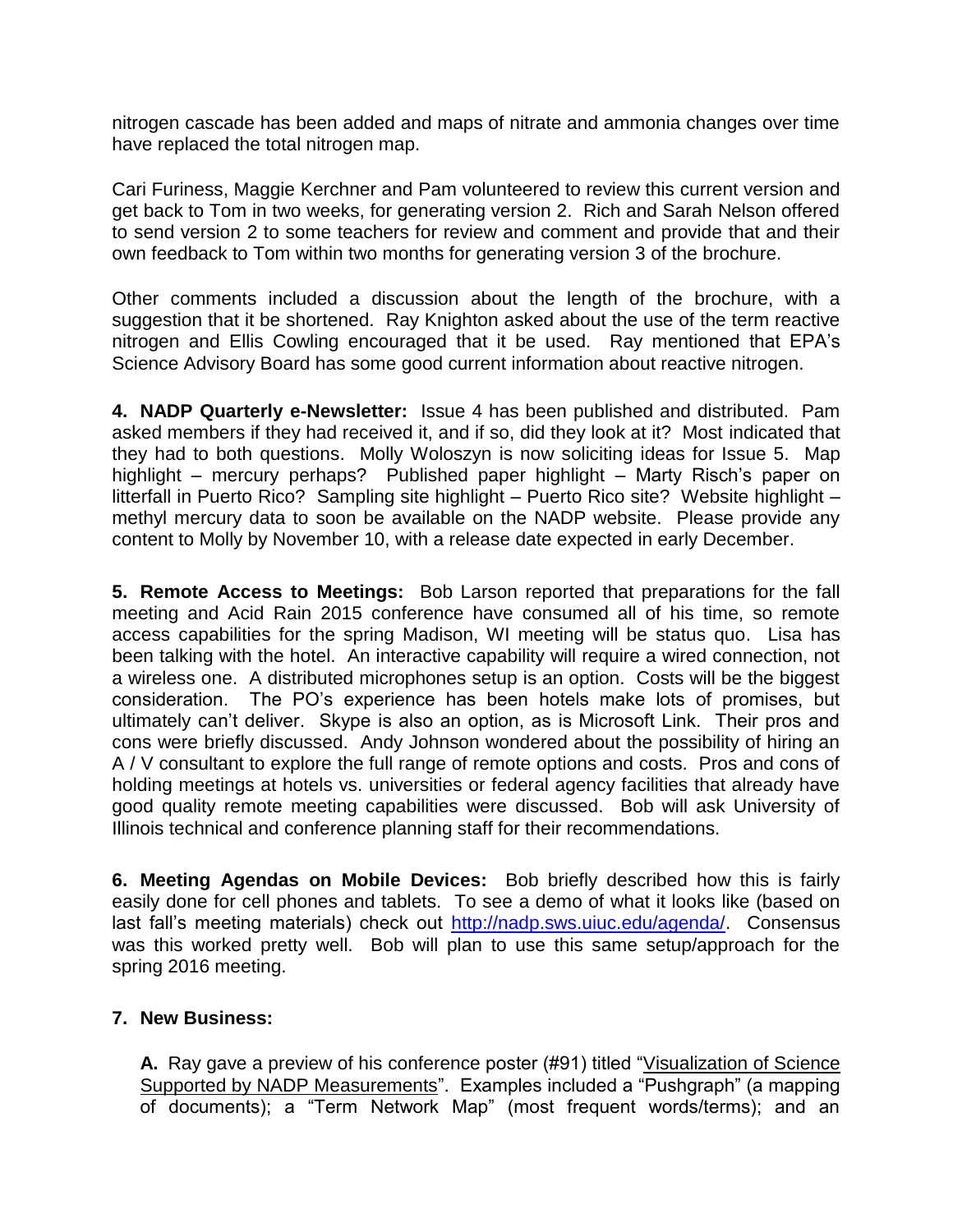nitrogen cascade has been added and maps of nitrate and ammonia changes over time have replaced the total nitrogen map.

Cari Furiness, Maggie Kerchner and Pam volunteered to review this current version and get back to Tom in two weeks, for generating version 2. Rich and Sarah Nelson offered to send version 2 to some teachers for review and comment and provide that and their own feedback to Tom within two months for generating version 3 of the brochure.

Other comments included a discussion about the length of the brochure, with a suggestion that it be shortened. Ray Knighton asked about the use of the term reactive nitrogen and Ellis Cowling encouraged that it be used. Ray mentioned that EPA's Science Advisory Board has some good current information about reactive nitrogen.

**4. NADP Quarterly e-Newsletter:** Issue 4 has been published and distributed. Pam asked members if they had received it, and if so, did they look at it? Most indicated that they had to both questions. Molly Woloszyn is now soliciting ideas for Issue 5. Map highlight – mercury perhaps? Published paper highlight – Marty Risch's paper on litterfall in Puerto Rico? Sampling site highlight – Puerto Rico site? Website highlight – methyl mercury data to soon be available on the NADP website. Please provide any content to Molly by November 10, with a release date expected in early December.

**5. Remote Access to Meetings:** Bob Larson reported that preparations for the fall meeting and Acid Rain 2015 conference have consumed all of his time, so remote access capabilities for the spring Madison, WI meeting will be status quo. Lisa has been talking with the hotel. An interactive capability will require a wired connection, not a wireless one. A distributed microphones setup is an option. Costs will be the biggest consideration. The PO's experience has been hotels make lots of promises, but ultimately can't deliver. Skype is also an option, as is Microsoft Link. Their pros and cons were briefly discussed. Andy Johnson wondered about the possibility of hiring an A / V consultant to explore the full range of remote options and costs. Pros and cons of holding meetings at hotels vs. universities or federal agency facilities that already have good quality remote meeting capabilities were discussed. Bob will ask University of Illinois technical and conference planning staff for their recommendations.

**6. Meeting Agendas on Mobile Devices:** Bob briefly described how this is fairly easily done for cell phones and tablets. To see a demo of what it looks like (based on last fall's meeting materials) check out http://nadp.sws.uiuc.edu/agenda/. Consensus was this worked pretty well. Bob will plan to use this same setup/approach for the spring 2016 meeting.

**7. New Business:**

**A.** Ray gave a preview of his conference poster (#91) titled "Visualization of Science Supported by NADP Measurements". Examples included a "Pushgraph" (a mapping of documents); a "Term Network Map" (most frequent words/terms); and an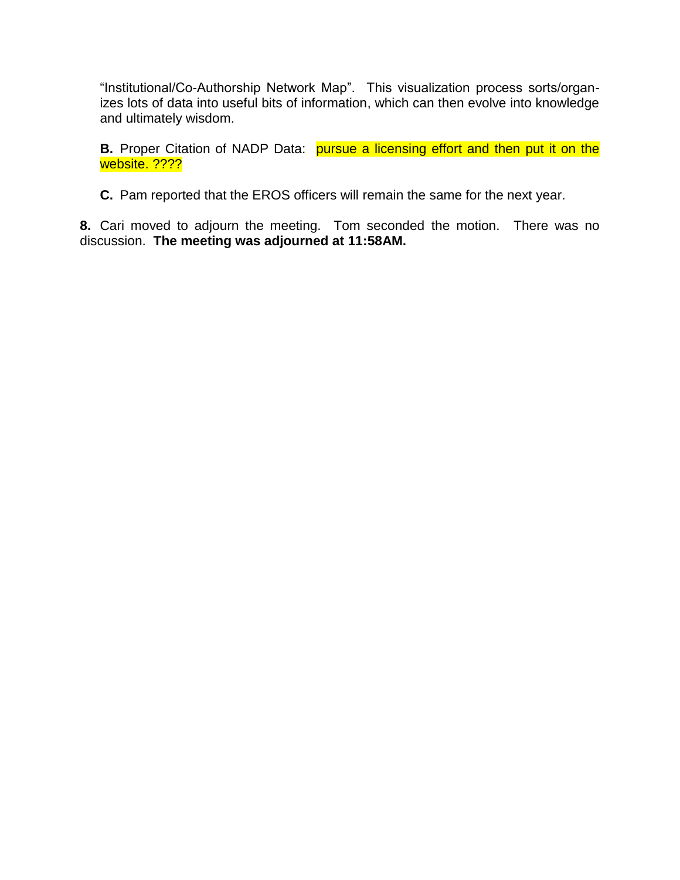"Institutional/Co-Authorship Network Map". This visualization process sorts/organizes lots of data into useful bits of information, which can then evolve into knowledge and ultimately wisdom.

**B.** Proper Citation of NADP Data: pursue a licensing effort and then put it on the website. ????

**C.** Pam reported that the EROS officers will remain the same for the next year.

**8.** Cari moved to adjourn the meeting. Tom seconded the motion. There was no discussion. **The meeting was adjourned at 11:58AM.**